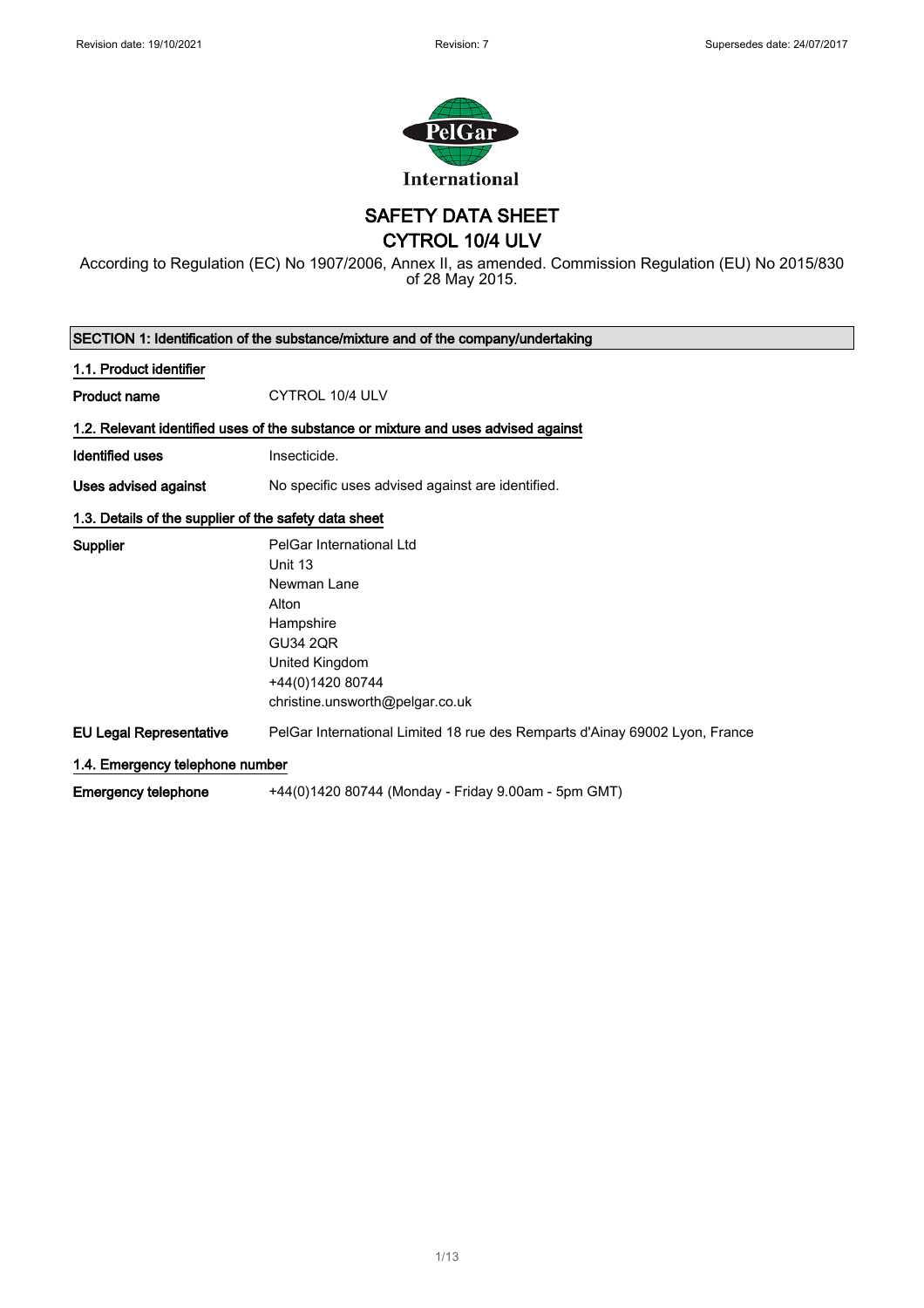Revision date: 19/10/2021 | Revision: 7 | Supersedes date: 24/07/2017

International

# SAFETY DATA SHEET
# CYTROL 10/4 ULV

According to Regulation (EC) No 1907/2006, Annex II, as amended. Commission Regulation (EU) No 2015/830 of 28 May 2015.

## SECTION 1: Identification of the substance/mixture and of the company/undertaking

### 1.1. Product identifier

**Product name** CYTROL 10/4 ULV

### 1.2. Relevant identified uses of the substance or mixture and uses advised against

**Identified uses** Insecticide.

**Uses advised against** No specific uses advised against are identified.

### 1.3. Details of the supplier of the safety data sheet

**Supplier**
PelGar International Ltd
Unit 13
Newman Lane
Alton
Hampshire
GU34 2QR
United Kingdom
+44(0)1420 80744
christine.unsworth@pelgar.co.uk

**EU Legal Representative** PelGar International Limited 18 rue des Remparts d'Ainay 69002 Lyon, France

### 1.4. Emergency telephone number

**Emergency telephone** +44(0)1420 80744 (Monday - Friday 9.00am - 5pm GMT)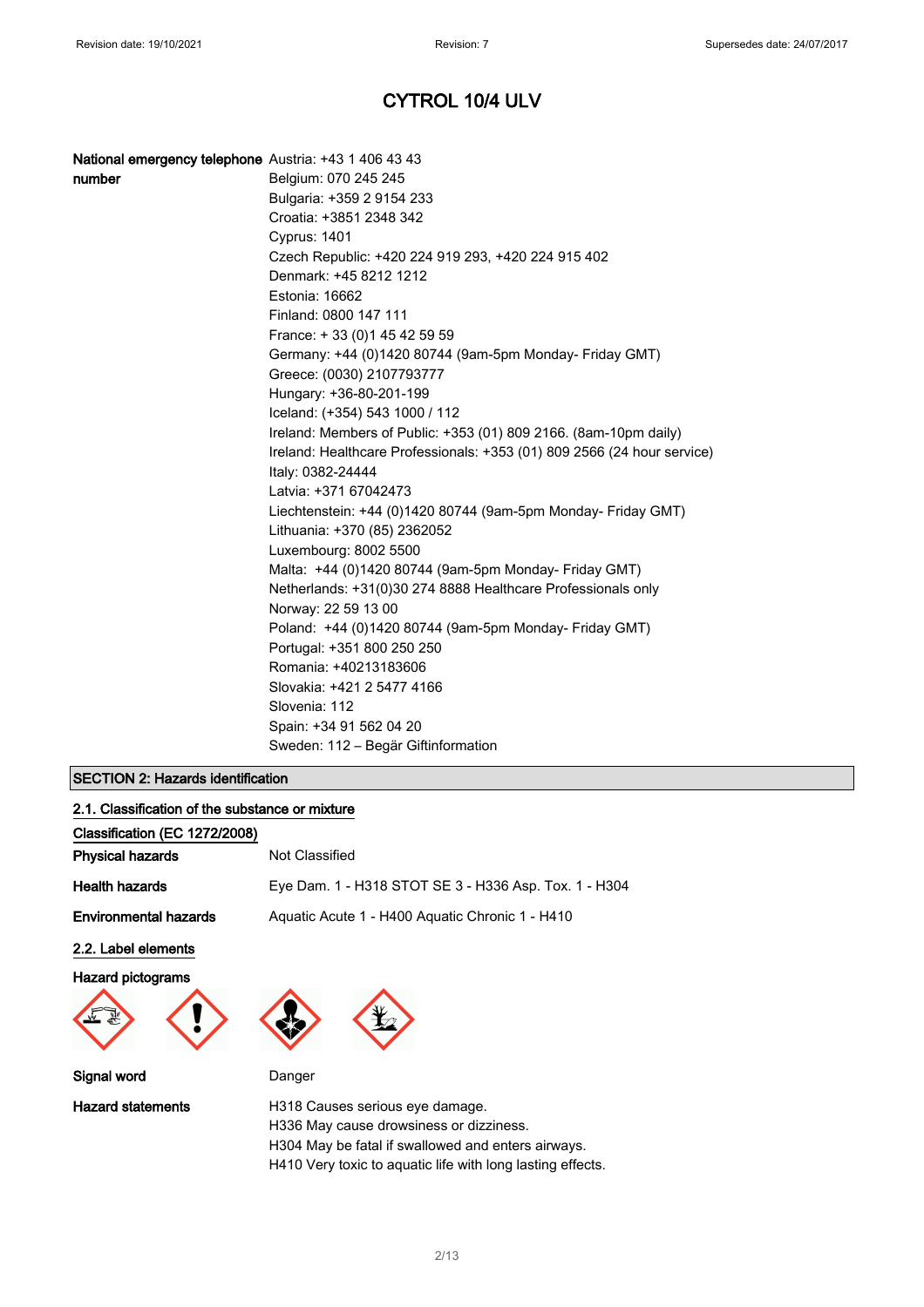# CYTROL 10/4 ULV

**National emergency telephone number**

Austria: +43 1 406 43 43
Belgium: 070 245 245
Bulgaria: +359 2 9154 233
Croatia: +3851 2348 342
Cyprus: 1401
Czech Republic: +420 224 919 293, +420 224 915 402
Denmark: +45 8212 1212
Estonia: 16662
Finland: 0800 147 111
France: + 33 (0)1 45 42 59 59
Germany: +44 (0)1420 80744 (9am-5pm Monday- Friday GMT)
Greece: (0030) 2107793777
Hungary: +36-80-201-199
Iceland: (+354) 543 1000 / 112
Ireland: Members of Public: +353 (01) 809 2166. (8am-10pm daily)
Ireland: Healthcare Professionals: +353 (01) 809 2566 (24 hour service)
Italy: 0382-24444
Latvia: +371 67042473
Liechtenstein: +44 (0)1420 80744 (9am-5pm Monday- Friday GMT)
Lithuania: +370 (85) 2362052
Luxembourg: 8002 5500
Malta: +44 (0)1420 80744 (9am-5pm Monday- Friday GMT)
Netherlands: +31(0)30 274 8888 Healthcare Professionals only
Norway: 22 59 13 00
Poland: +44 (0)1420 80744 (9am-5pm Monday- Friday GMT)
Portugal: +351 800 250 250
Romania: +40213183606
Slovakia: +421 2 5477 4166
Slovenia: 112
Spain: +34 91 562 04 20
Sweden: 112 – Begär Giftinformation

## SECTION 2: Hazards identification

### 2.1. Classification of the substance or mixture

**Classification (EC 1272/2008)**

**Physical hazards** Not Classified

**Health hazards** Eye Dam. 1 - H318 STOT SE 3 - H336 Asp. Tox. 1 - H304

**Environmental hazards** Aquatic Acute 1 - H400 Aquatic Chronic 1 - H410

### 2.2. Label elements

**Hazard pictograms**

**Signal word** Danger

**Hazard statements**

H318 Causes serious eye damage.
H336 May cause drowsiness or dizziness.
H304 May be fatal if swallowed and enters airways.
H410 Very toxic to aquatic life with long lasting effects.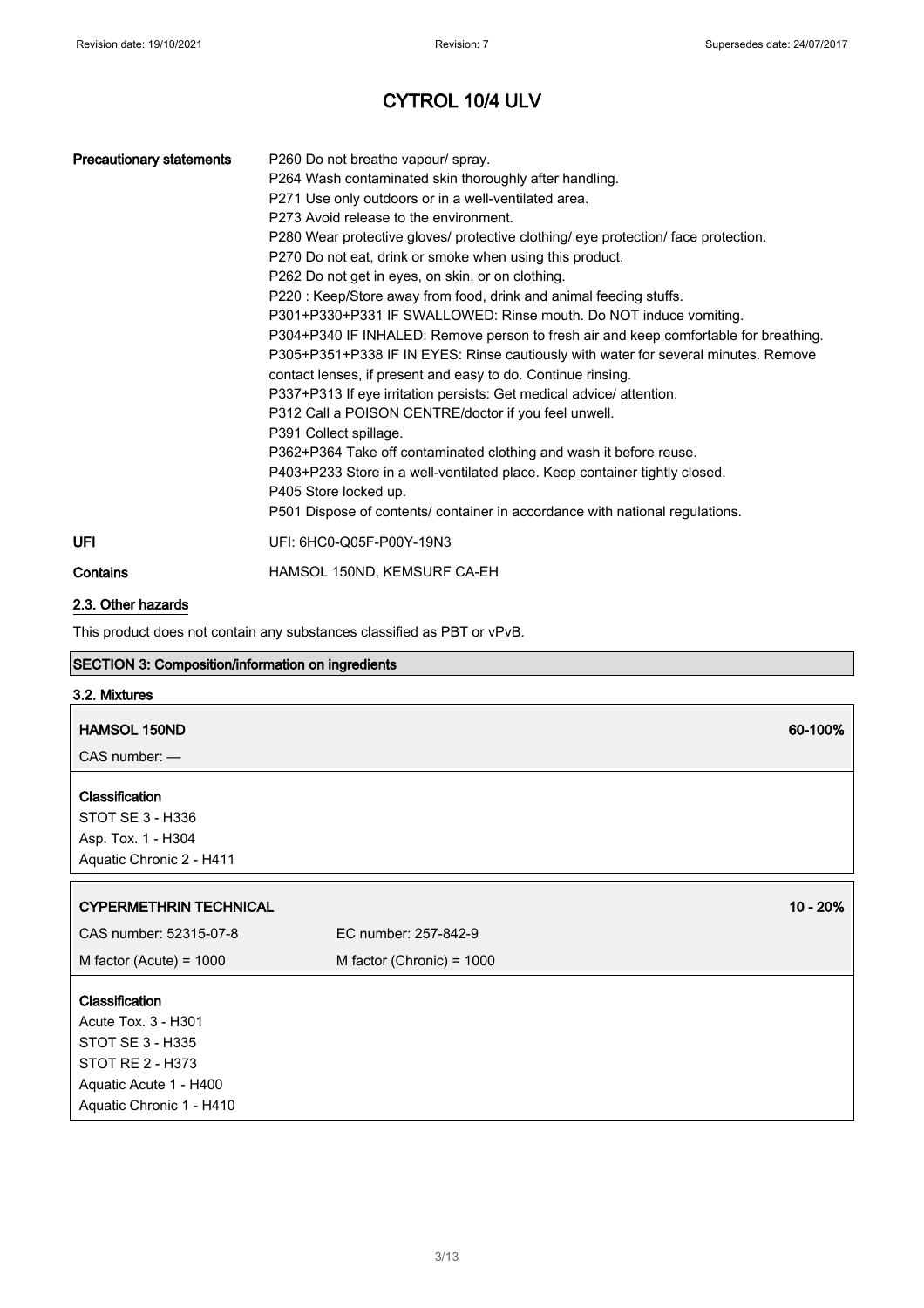# CYTROL 10/4 ULV

| | |
|---|---|
| **Precautionary statements** | P260 Do not breathe vapour/ spray.<br>P264 Wash contaminated skin thoroughly after handling.<br>P271 Use only outdoors or in a well-ventilated area.<br>P273 Avoid release to the environment.<br>P280 Wear protective gloves/ protective clothing/ eye protection/ face protection.<br>P270 Do not eat, drink or smoke when using this product.<br>P262 Do not get in eyes, on skin, or on clothing.<br>P220 : Keep/Store away from food, drink and animal feeding stuffs.<br>P301+P330+P331 IF SWALLOWED: Rinse mouth. Do NOT induce vomiting.<br>P304+P340 IF INHALED: Remove person to fresh air and keep comfortable for breathing.<br>P305+P351+P338 IF IN EYES: Rinse cautiously with water for several minutes. Remove contact lenses, if present and easy to do. Continue rinsing.<br>P337+P313 If eye irritation persists: Get medical advice/ attention.<br>P312 Call a POISON CENTRE/doctor if you feel unwell.<br>P391 Collect spillage.<br>P362+P364 Take off contaminated clothing and wash it before reuse.<br>P403+P233 Store in a well-ventilated place. Keep container tightly closed.<br>P405 Store locked up.<br>P501 Dispose of contents/ container in accordance with national regulations. |
| **UFI** | UFI: 6HC0-Q05F-P00Y-19N3 |
| **Contains** | HAMSOL 150ND, KEMSURF CA-EH |

## 2.3. Other hazards

This product does not contain any substances classified as PBT or vPvB.

## SECTION 3: Composition/information on ingredients

### 3.2. Mixtures

**HAMSOL 150ND** — 60-100%

CAS number: —

**Classification**

STOT SE 3 - H336
Asp. Tox. 1 - H304
Aquatic Chronic 2 - H411

**CYPERMETHRIN TECHNICAL** — 10 - 20%

| | |
|---|---|
| CAS number: 52315-07-8 | EC number: 257-842-9 |
| M factor (Acute) = 1000 | M factor (Chronic) = 1000 |

**Classification**

Acute Tox. 3 - H301
STOT SE 3 - H335
STOT RE 2 - H373
Aquatic Acute 1 - H400
Aquatic Chronic 1 - H410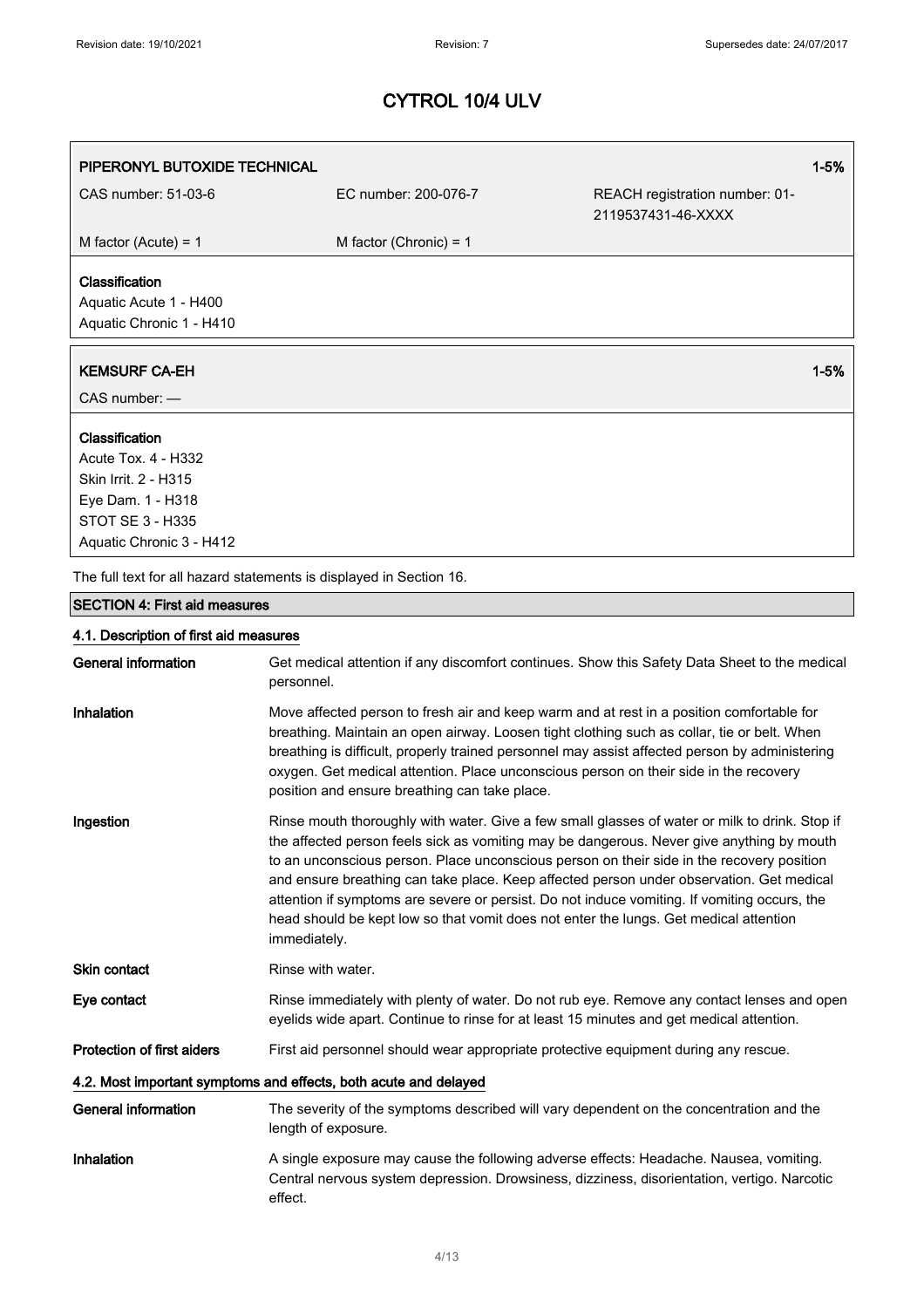# CYTROL 10/4 ULV

| PIPERONYL BUTOXIDE TECHNICAL | | 1-5% |
|---|---|---|
| CAS number: 51-03-6 | EC number: 200-076-7 | REACH registration number: 01-2119537431-46-XXXX |
| M factor (Acute) = 1 | M factor (Chronic) = 1 | |

**Classification**
Aquatic Acute 1 - H400
Aquatic Chronic 1 - H410

| KEMSURF CA-EH | 1-5% |
|---|---|
| CAS number: — | |

**Classification**
Acute Tox. 4 - H332
Skin Irrit. 2 - H315
Eye Dam. 1 - H318
STOT SE 3 - H335
Aquatic Chronic 3 - H412

The full text for all hazard statements is displayed in Section 16.

## SECTION 4: First aid measures

### 4.1. Description of first aid measures

**General information** Get medical attention if any discomfort continues. Show this Safety Data Sheet to the medical personnel.

**Inhalation** Move affected person to fresh air and keep warm and at rest in a position comfortable for breathing. Maintain an open airway. Loosen tight clothing such as collar, tie or belt. When breathing is difficult, properly trained personnel may assist affected person by administering oxygen. Get medical attention. Place unconscious person on their side in the recovery position and ensure breathing can take place.

**Ingestion** Rinse mouth thoroughly with water. Give a few small glasses of water or milk to drink. Stop if the affected person feels sick as vomiting may be dangerous. Never give anything by mouth to an unconscious person. Place unconscious person on their side in the recovery position and ensure breathing can take place. Keep affected person under observation. Get medical attention if symptoms are severe or persist. Do not induce vomiting. If vomiting occurs, the head should be kept low so that vomit does not enter the lungs. Get medical attention immediately.

**Skin contact** Rinse with water.

**Eye contact** Rinse immediately with plenty of water. Do not rub eye. Remove any contact lenses and open eyelids wide apart. Continue to rinse for at least 15 minutes and get medical attention.

**Protection of first aiders** First aid personnel should wear appropriate protective equipment during any rescue.

### 4.2. Most important symptoms and effects, both acute and delayed

**General information** The severity of the symptoms described will vary dependent on the concentration and the length of exposure.

**Inhalation** A single exposure may cause the following adverse effects: Headache. Nausea, vomiting. Central nervous system depression. Drowsiness, dizziness, disorientation, vertigo. Narcotic effect.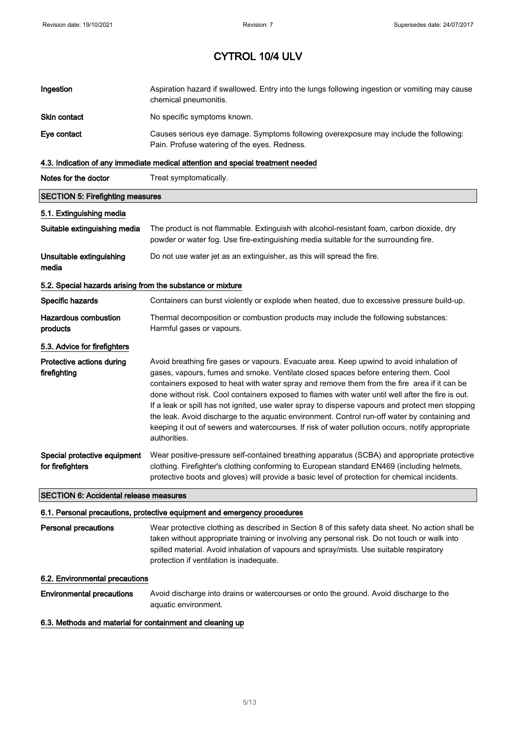# CYTROL 10/4 ULV

**Ingestion** Aspiration hazard if swallowed. Entry into the lungs following ingestion or vomiting may cause chemical pneumonitis.

**Skin contact** No specific symptoms known.

**Eye contact** Causes serious eye damage. Symptoms following overexposure may include the following: Pain. Profuse watering of the eyes. Redness.

### 4.3. Indication of any immediate medical attention and special treatment needed

**Notes for the doctor** Treat symptomatically.

## SECTION 5: Firefighting measures

### 5.1. Extinguishing media

**Suitable extinguishing media** The product is not flammable. Extinguish with alcohol-resistant foam, carbon dioxide, dry powder or water fog. Use fire-extinguishing media suitable for the surrounding fire.

**Unsuitable extinguishing media** Do not use water jet as an extinguisher, as this will spread the fire.

### 5.2. Special hazards arising from the substance or mixture

**Specific hazards** Containers can burst violently or explode when heated, due to excessive pressure build-up.

**Hazardous combustion products** Thermal decomposition or combustion products may include the following substances: Harmful gases or vapours.

### 5.3. Advice for firefighters

**Protective actions during firefighting** Avoid breathing fire gases or vapours. Evacuate area. Keep upwind to avoid inhalation of gases, vapours, fumes and smoke. Ventilate closed spaces before entering them. Cool containers exposed to heat with water spray and remove them from the fire area if it can be done without risk. Cool containers exposed to flames with water until well after the fire is out. If a leak or spill has not ignited, use water spray to disperse vapours and protect men stopping the leak. Avoid discharge to the aquatic environment. Control run-off water by containing and keeping it out of sewers and watercourses. If risk of water pollution occurs, notify appropriate authorities.

**Special protective equipment for firefighters** Wear positive-pressure self-contained breathing apparatus (SCBA) and appropriate protective clothing. Firefighter's clothing conforming to European standard EN469 (including helmets, protective boots and gloves) will provide a basic level of protection for chemical incidents.

## SECTION 6: Accidental release measures

### 6.1. Personal precautions, protective equipment and emergency procedures

**Personal precautions** Wear protective clothing as described in Section 8 of this safety data sheet. No action shall be taken without appropriate training or involving any personal risk. Do not touch or walk into spilled material. Avoid inhalation of vapours and spray/mists. Use suitable respiratory protection if ventilation is inadequate.

### 6.2. Environmental precautions

**Environmental precautions** Avoid discharge into drains or watercourses or onto the ground. Avoid discharge to the aquatic environment.

### 6.3. Methods and material for containment and cleaning up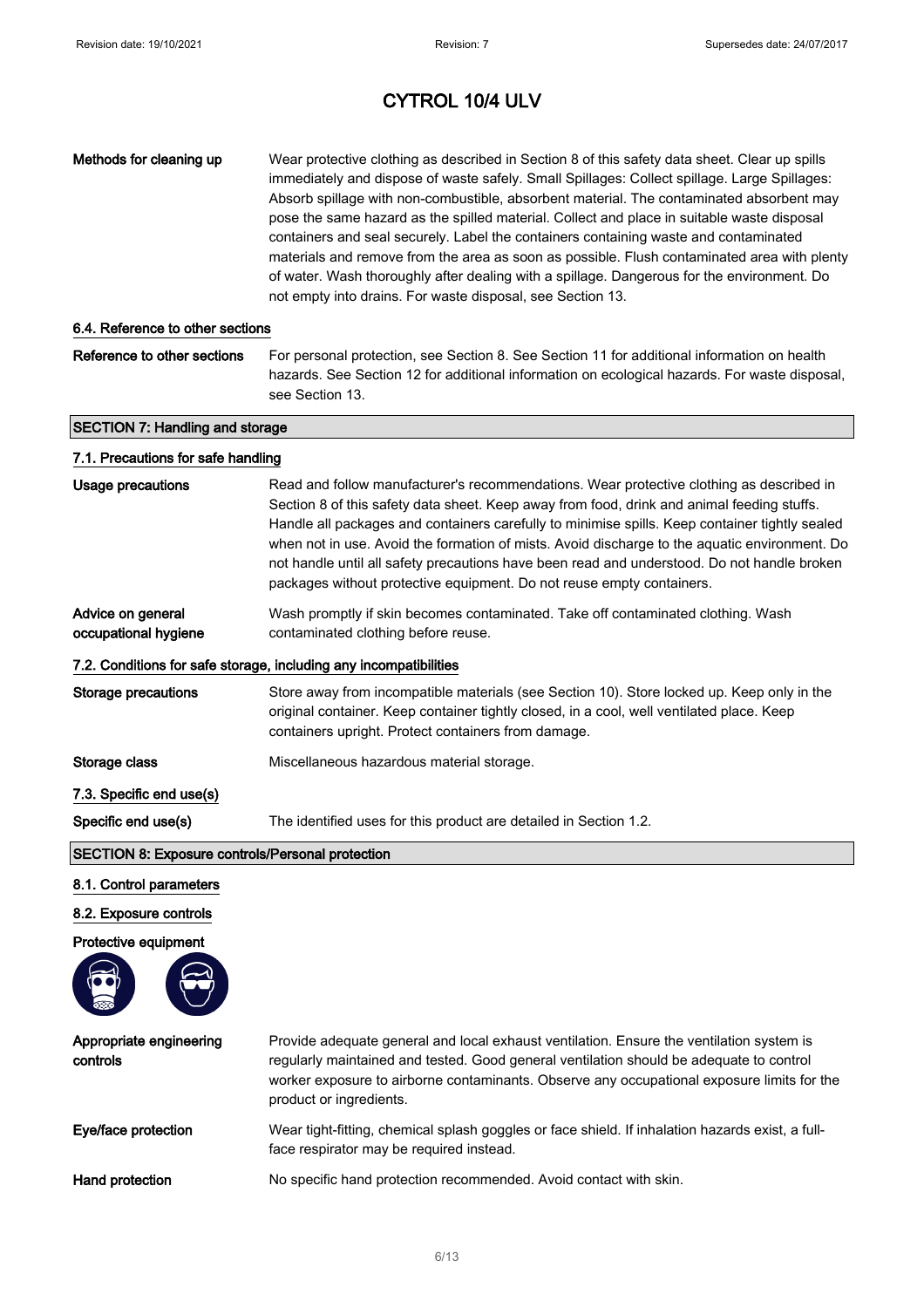| | |
|---|---|
| **Methods for cleaning up** | Wear protective clothing as described in Section 8 of this safety data sheet. Clear up spills immediately and dispose of waste safely. Small Spillages: Collect spillage. Large Spillages: Absorb spillage with non-combustible, absorbent material. The contaminated absorbent may pose the same hazard as the spilled material. Collect and place in suitable waste disposal containers and seal securely. Label the containers containing waste and contaminated materials and remove from the area as soon as possible. Flush contaminated area with plenty of water. Wash thoroughly after dealing with a spillage. Dangerous for the environment. Do not empty into drains. For waste disposal, see Section 13. |

### 6.4. Reference to other sections

| | |
|---|---|
| **Reference to other sections** | For personal protection, see Section 8. See Section 11 for additional information on health hazards. See Section 12 for additional information on ecological hazards. For waste disposal, see Section 13. |

## SECTION 7: Handling and storage

### 7.1. Precautions for safe handling

| | |
|---|---|
| **Usage precautions** | Read and follow manufacturer's recommendations. Wear protective clothing as described in Section 8 of this safety data sheet. Keep away from food, drink and animal feeding stuffs. Handle all packages and containers carefully to minimise spills. Keep container tightly sealed when not in use. Avoid the formation of mists. Avoid discharge to the aquatic environment. Do not handle until all safety precautions have been read and understood. Do not handle broken packages without protective equipment. Do not reuse empty containers. |
| **Advice on general occupational hygiene** | Wash promptly if skin becomes contaminated. Take off contaminated clothing. Wash contaminated clothing before reuse. |

### 7.2. Conditions for safe storage, including any incompatibilities

| | |
|---|---|
| **Storage precautions** | Store away from incompatible materials (see Section 10). Store locked up. Keep only in the original container. Keep container tightly closed, in a cool, well ventilated place. Keep containers upright. Protect containers from damage. |
| **Storage class** | Miscellaneous hazardous material storage. |

### 7.3. Specific end use(s)

| | |
|---|---|
| **Specific end use(s)** | The identified uses for this product are detailed in Section 1.2. |

## SECTION 8: Exposure controls/Personal protection

### 8.1. Control parameters

### 8.2. Exposure controls

**Protective equipment**

| | |
|---|---|
| **Appropriate engineering controls** | Provide adequate general and local exhaust ventilation. Ensure the ventilation system is regularly maintained and tested. Good general ventilation should be adequate to control worker exposure to airborne contaminants. Observe any occupational exposure limits for the product or ingredients. |
| **Eye/face protection** | Wear tight-fitting, chemical splash goggles or face shield. If inhalation hazards exist, a full-face respirator may be required instead. |
| **Hand protection** | No specific hand protection recommended. Avoid contact with skin. |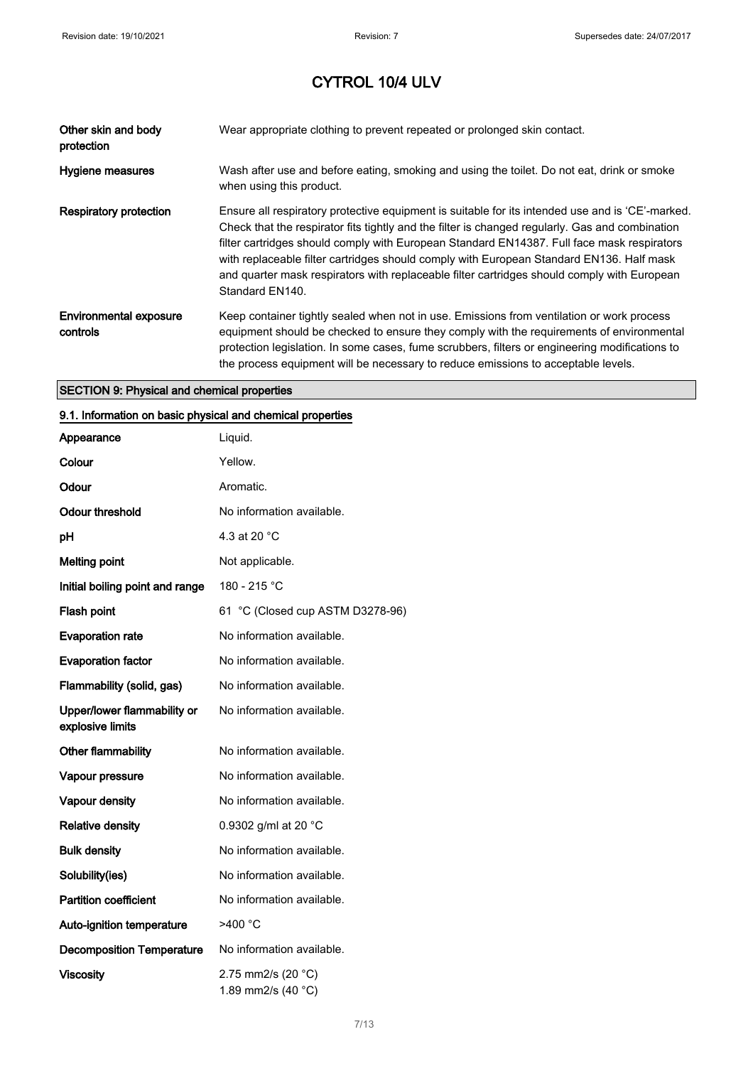| | |
|---|---|
| **Other skin and body protection** | Wear appropriate clothing to prevent repeated or prolonged skin contact. |
| **Hygiene measures** | Wash after use and before eating, smoking and using the toilet. Do not eat, drink or smoke when using this product. |
| **Respiratory protection** | Ensure all respiratory protective equipment is suitable for its intended use and is 'CE'-marked. Check that the respirator fits tightly and the filter is changed regularly. Gas and combination filter cartridges should comply with European Standard EN14387. Full face mask respirators with replaceable filter cartridges should comply with European Standard EN136. Half mask and quarter mask respirators with replaceable filter cartridges should comply with European Standard EN140. |
| **Environmental exposure controls** | Keep container tightly sealed when not in use. Emissions from ventilation or work process equipment should be checked to ensure they comply with the requirements of environmental protection legislation. In some cases, fume scrubbers, filters or engineering modifications to the process equipment will be necessary to reduce emissions to acceptable levels. |

## SECTION 9: Physical and chemical properties

### 9.1. Information on basic physical and chemical properties

| | |
|---|---|
| **Appearance** | Liquid. |
| **Colour** | Yellow. |
| **Odour** | Aromatic. |
| **Odour threshold** | No information available. |
| **pH** | 4.3 at 20 °C |
| **Melting point** | Not applicable. |
| **Initial boiling point and range** | 180 - 215 °C |
| **Flash point** | 61 °C (Closed cup ASTM D3278-96) |
| **Evaporation rate** | No information available. |
| **Evaporation factor** | No information available. |
| **Flammability (solid, gas)** | No information available. |
| **Upper/lower flammability or explosive limits** | No information available. |
| **Other flammability** | No information available. |
| **Vapour pressure** | No information available. |
| **Vapour density** | No information available. |
| **Relative density** | 0.9302 g/ml at 20 °C |
| **Bulk density** | No information available. |
| **Solubility(ies)** | No information available. |
| **Partition coefficient** | No information available. |
| **Auto-ignition temperature** | >400 °C |
| **Decomposition Temperature** | No information available. |
| **Viscosity** | 2.75 mm2/s (20 °C)<br>1.89 mm2/s (40 °C) |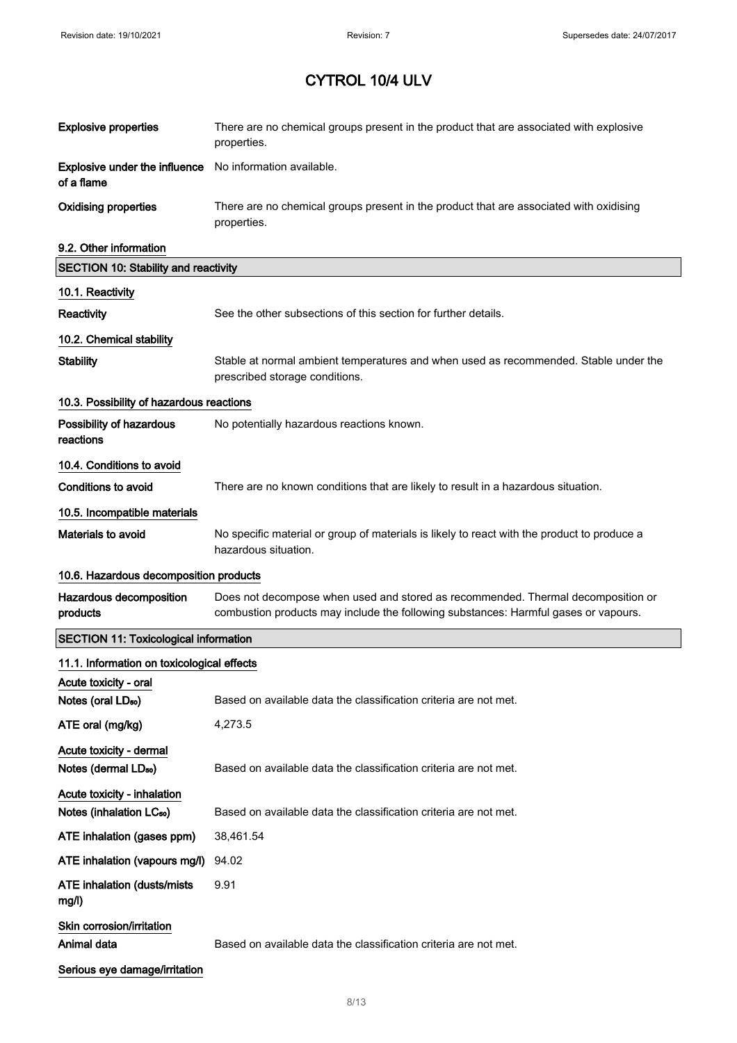# CYTROL 10/4 ULV

| | |
|---|---|
| **Explosive properties** | There are no chemical groups present in the product that are associated with explosive properties. |
| **Explosive under the influence of a flame** | No information available. |
| **Oxidising properties** | There are no chemical groups present in the product that are associated with oxidising properties. |

**9.2. Other information**

## SECTION 10: Stability and reactivity

**10.1. Reactivity**

| | |
|---|---|
| **Reactivity** | See the other subsections of this section for further details. |

**10.2. Chemical stability**

| | |
|---|---|
| **Stability** | Stable at normal ambient temperatures and when used as recommended. Stable under the prescribed storage conditions. |

**10.3. Possibility of hazardous reactions**

| | |
|---|---|
| **Possibility of hazardous reactions** | No potentially hazardous reactions known. |

**10.4. Conditions to avoid**

| | |
|---|---|
| **Conditions to avoid** | There are no known conditions that are likely to result in a hazardous situation. |

**10.5. Incompatible materials**

| | |
|---|---|
| **Materials to avoid** | No specific material or group of materials is likely to react with the product to produce a hazardous situation. |

**10.6. Hazardous decomposition products**

| | |
|---|---|
| **Hazardous decomposition products** | Does not decompose when used and stored as recommended. Thermal decomposition or combustion products may include the following substances: Harmful gases or vapours. |

## SECTION 11: Toxicological information

**11.1. Information on toxicological effects**

**Acute toxicity - oral**

| | |
|---|---|
| **Notes (oral $LD_{50}$)** | Based on available data the classification criteria are not met. |
| **ATE oral (mg/kg)** | 4,273.5 |

**Acute toxicity - dermal**

| | |
|---|---|
| **Notes (dermal $LD_{50}$)** | Based on available data the classification criteria are not met. |

**Acute toxicity - inhalation**

| | |
|---|---|
| **Notes (inhalation $LC_{50}$)** | Based on available data the classification criteria are not met. |
| **ATE inhalation (gases ppm)** | 38,461.54 |
| **ATE inhalation (vapours mg/l)** | 94.02 |
| **ATE inhalation (dusts/mists mg/l)** | 9.91 |

**Skin corrosion/irritation**

| | |
|---|---|
| **Animal data** | Based on available data the classification criteria are not met. |

**Serious eye damage/irritation**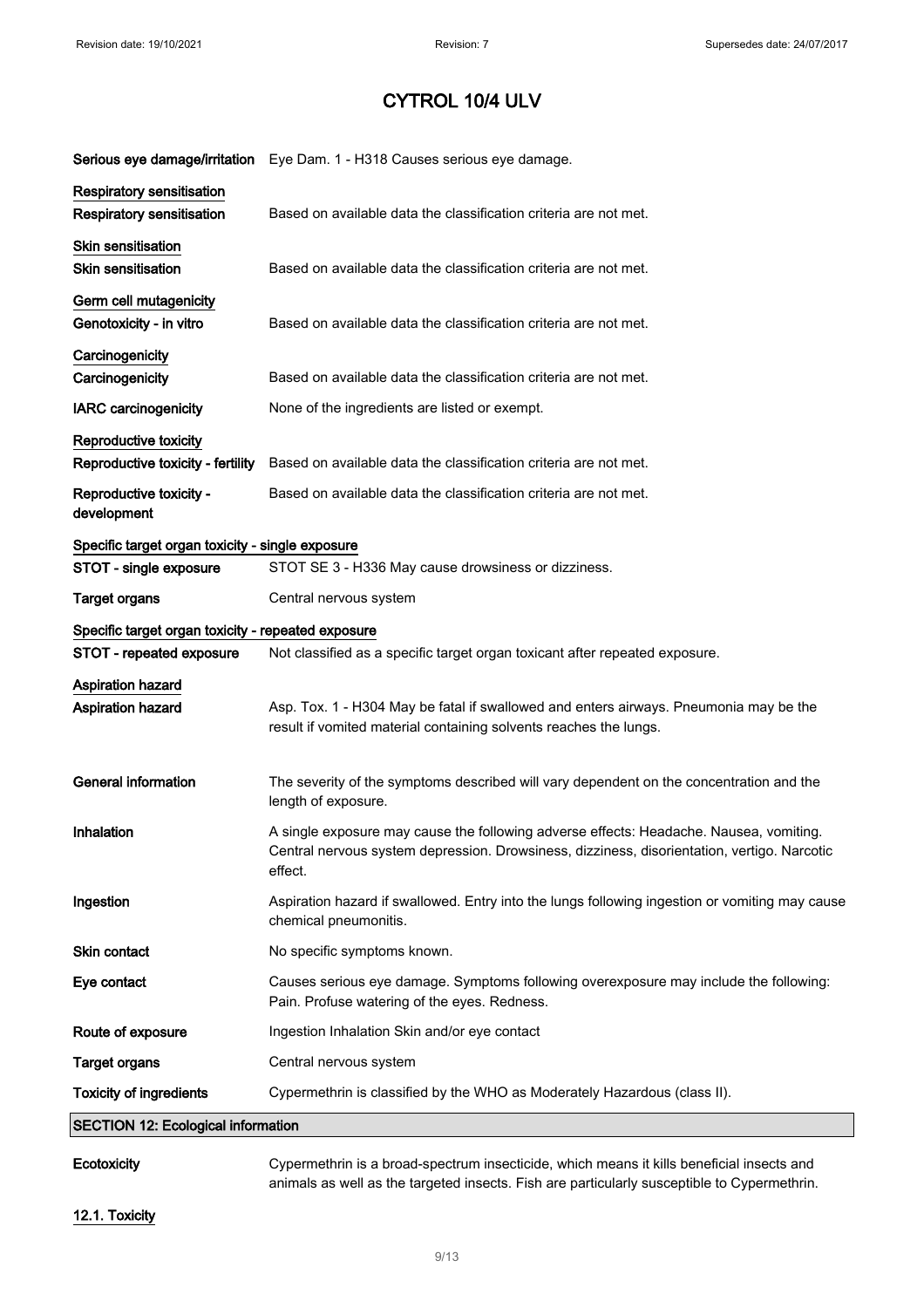# CYTROL 10/4 ULV

| | |
|---|---|
| **Serious eye damage/irritation** | Eye Dam. 1 - H318 Causes serious eye damage. |

**Respiratory sensitisation**

| | |
|---|---|
| **Respiratory sensitisation** | Based on available data the classification criteria are not met. |

**Skin sensitisation**

| | |
|---|---|
| **Skin sensitisation** | Based on available data the classification criteria are not met. |

**Germ cell mutagenicity**

| | |
|---|---|
| **Genotoxicity - in vitro** | Based on available data the classification criteria are not met. |

**Carcinogenicity**

| | |
|---|---|
| **Carcinogenicity** | Based on available data the classification criteria are not met. |
| **IARC carcinogenicity** | None of the ingredients are listed or exempt. |

**Reproductive toxicity**

| | |
|---|---|
| **Reproductive toxicity - fertility** | Based on available data the classification criteria are not met. |
| **Reproductive toxicity - development** | Based on available data the classification criteria are not met. |

**Specific target organ toxicity - single exposure**

| | |
|---|---|
| **STOT - single exposure** | STOT SE 3 - H336 May cause drowsiness or dizziness. |
| **Target organs** | Central nervous system |

**Specific target organ toxicity - repeated exposure**

| | |
|---|---|
| **STOT - repeated exposure** | Not classified as a specific target organ toxicant after repeated exposure. |

**Aspiration hazard**

| | |
|---|---|
| **Aspiration hazard** | Asp. Tox. 1 - H304 May be fatal if swallowed and enters airways. Pneumonia may be the result if vomited material containing solvents reaches the lungs. |

| | |
|---|---|
| **General information** | The severity of the symptoms described will vary dependent on the concentration and the length of exposure. |
| **Inhalation** | A single exposure may cause the following adverse effects: Headache. Nausea, vomiting. Central nervous system depression. Drowsiness, dizziness, disorientation, vertigo. Narcotic effect. |
| **Ingestion** | Aspiration hazard if swallowed. Entry into the lungs following ingestion or vomiting may cause chemical pneumonitis. |
| **Skin contact** | No specific symptoms known. |
| **Eye contact** | Causes serious eye damage. Symptoms following overexposure may include the following: Pain. Profuse watering of the eyes. Redness. |
| **Route of exposure** | Ingestion Inhalation Skin and/or eye contact |
| **Target organs** | Central nervous system |
| **Toxicity of ingredients** | Cypermethrin is classified by the WHO as Moderately Hazardous (class II). |

## SECTION 12: Ecological information

| | |
|---|---|
| **Ecotoxicity** | Cypermethrin is a broad-spectrum insecticide, which means it kills beneficial insects and animals as well as the targeted insects. Fish are particularly susceptible to Cypermethrin. |

### 12.1. Toxicity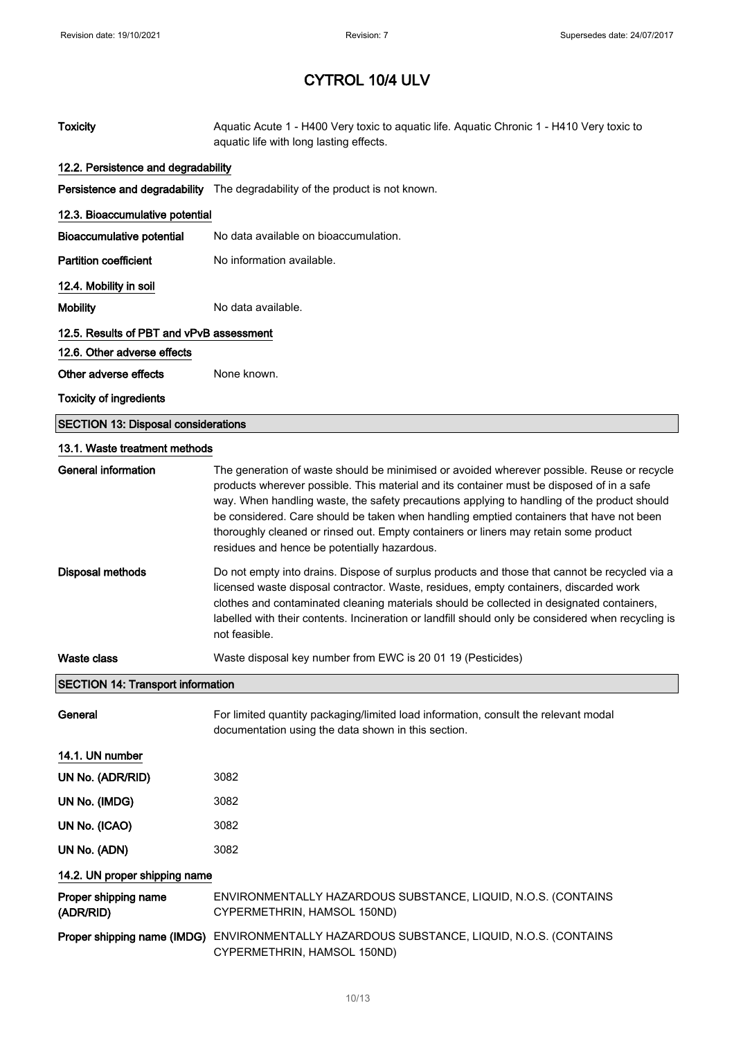# CYTROL 10/4 ULV

| | |
|---|---|
| **Toxicity** | Aquatic Acute 1 - H400 Very toxic to aquatic life. Aquatic Chronic 1 - H410 Very toxic to aquatic life with long lasting effects. |

### 12.2. Persistence and degradability

| | |
|---|---|
| **Persistence and degradability** | The degradability of the product is not known. |

### 12.3. Bioaccumulative potential

| | |
|---|---|
| **Bioaccumulative potential** | No data available on bioaccumulation. |
| **Partition coefficient** | No information available. |

### 12.4. Mobility in soil

| | |
|---|---|
| **Mobility** | No data available. |

### 12.5. Results of PBT and vPvB assessment

### 12.6. Other adverse effects

| | |
|---|---|
| **Other adverse effects** | None known. |

**Toxicity of ingredients**

## SECTION 13: Disposal considerations

### 13.1. Waste treatment methods

| | |
|---|---|
| **General information** | The generation of waste should be minimised or avoided wherever possible. Reuse or recycle products wherever possible. This material and its container must be disposed of in a safe way. When handling waste, the safety precautions applying to handling of the product should be considered. Care should be taken when handling emptied containers that have not been thoroughly cleaned or rinsed out. Empty containers or liners may retain some product residues and hence be potentially hazardous. |
| **Disposal methods** | Do not empty into drains. Dispose of surplus products and those that cannot be recycled via a licensed waste disposal contractor. Waste, residues, empty containers, discarded work clothes and contaminated cleaning materials should be collected in designated containers, labelled with their contents. Incineration or landfill should only be considered when recycling is not feasible. |
| **Waste class** | Waste disposal key number from EWC is 20 01 19 (Pesticides) |

## SECTION 14: Transport information

| | |
|---|---|
| **General** | For limited quantity packaging/limited load information, consult the relevant modal documentation using the data shown in this section. |

### 14.1. UN number

| | |
|---|---|
| **UN No. (ADR/RID)** | 3082 |
| **UN No. (IMDG)** | 3082 |
| **UN No. (ICAO)** | 3082 |
| **UN No. (ADN)** | 3082 |

### 14.2. UN proper shipping name

| | |
|---|---|
| **Proper shipping name (ADR/RID)** | ENVIRONMENTALLY HAZARDOUS SUBSTANCE, LIQUID, N.O.S. (CONTAINS CYPERMETHRIN, HAMSOL 150ND) |
| **Proper shipping name (IMDG)** | ENVIRONMENTALLY HAZARDOUS SUBSTANCE, LIQUID, N.O.S. (CONTAINS CYPERMETHRIN, HAMSOL 150ND) |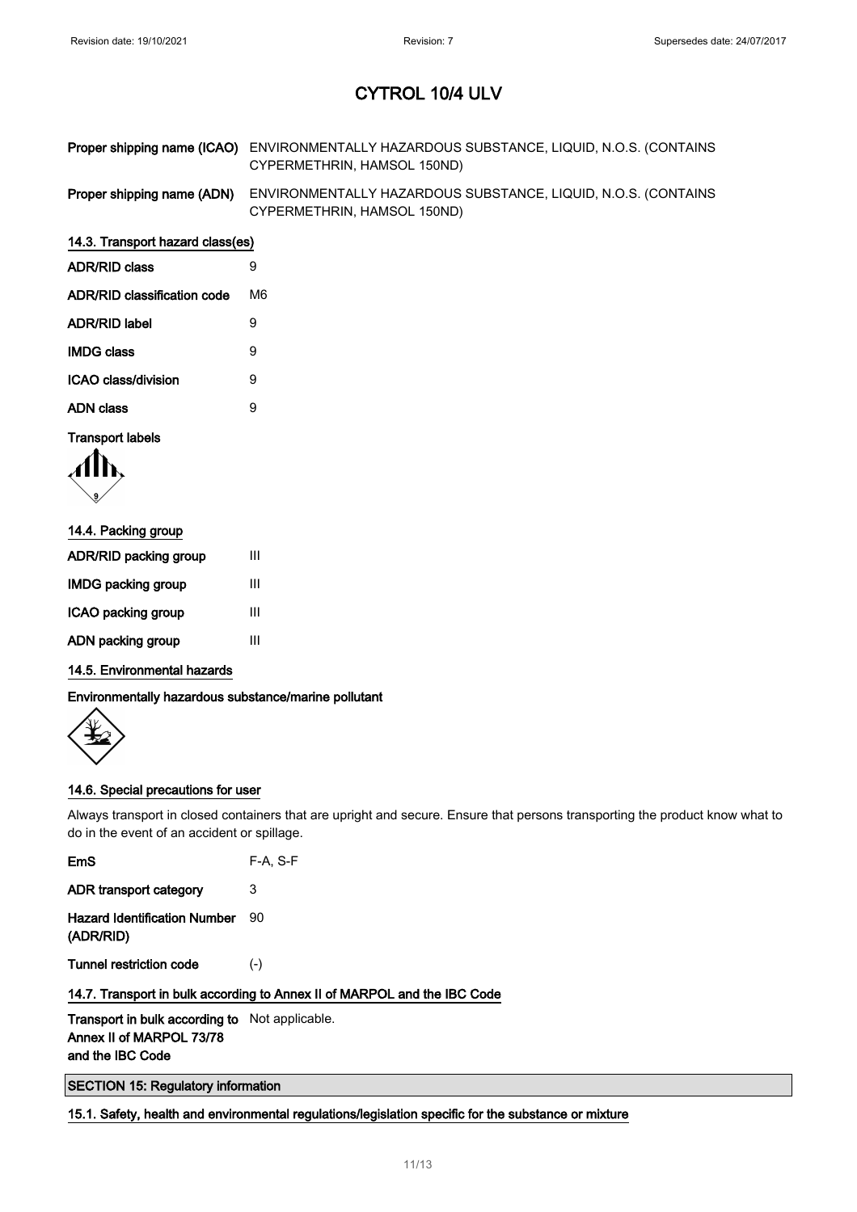# CYTROL 10/4 ULV

| | |
|---|---|
| **Proper shipping name (ICAO)** | ENVIRONMENTALLY HAZARDOUS SUBSTANCE, LIQUID, N.O.S. (CONTAINS CYPERMETHRIN, HAMSOL 150ND) |
| **Proper shipping name (ADN)** | ENVIRONMENTALLY HAZARDOUS SUBSTANCE, LIQUID, N.O.S. (CONTAINS CYPERMETHRIN, HAMSOL 150ND) |

### 14.3. Transport hazard class(es)

| | |
|---|---|
| **ADR/RID class** | 9 |
| **ADR/RID classification code** | M6 |
| **ADR/RID label** | 9 |
| **IMDG class** | 9 |
| **ICAO class/division** | 9 |
| **ADN class** | 9 |

**Transport labels**

### 14.4. Packing group

| | |
|---|---|
| **ADR/RID packing group** | III |
| **IMDG packing group** | III |
| **ICAO packing group** | III |
| **ADN packing group** | III |

### 14.5. Environmental hazards

**Environmentally hazardous substance/marine pollutant**

### 14.6. Special precautions for user

Always transport in closed containers that are upright and secure. Ensure that persons transporting the product know what to do in the event of an accident or spillage.

| | |
|---|---|
| **EmS** | F-A, S-F |
| **ADR transport category** | 3 |
| **Hazard Identification Number (ADR/RID)** | 90 |
| **Tunnel restriction code** | (-) |

### 14.7. Transport in bulk according to Annex II of MARPOL and the IBC Code

| | |
|---|---|
| **Transport in bulk according to Annex II of MARPOL 73/78 and the IBC Code** | Not applicable. |

## SECTION 15: Regulatory information

### 15.1. Safety, health and environmental regulations/legislation specific for the substance or mixture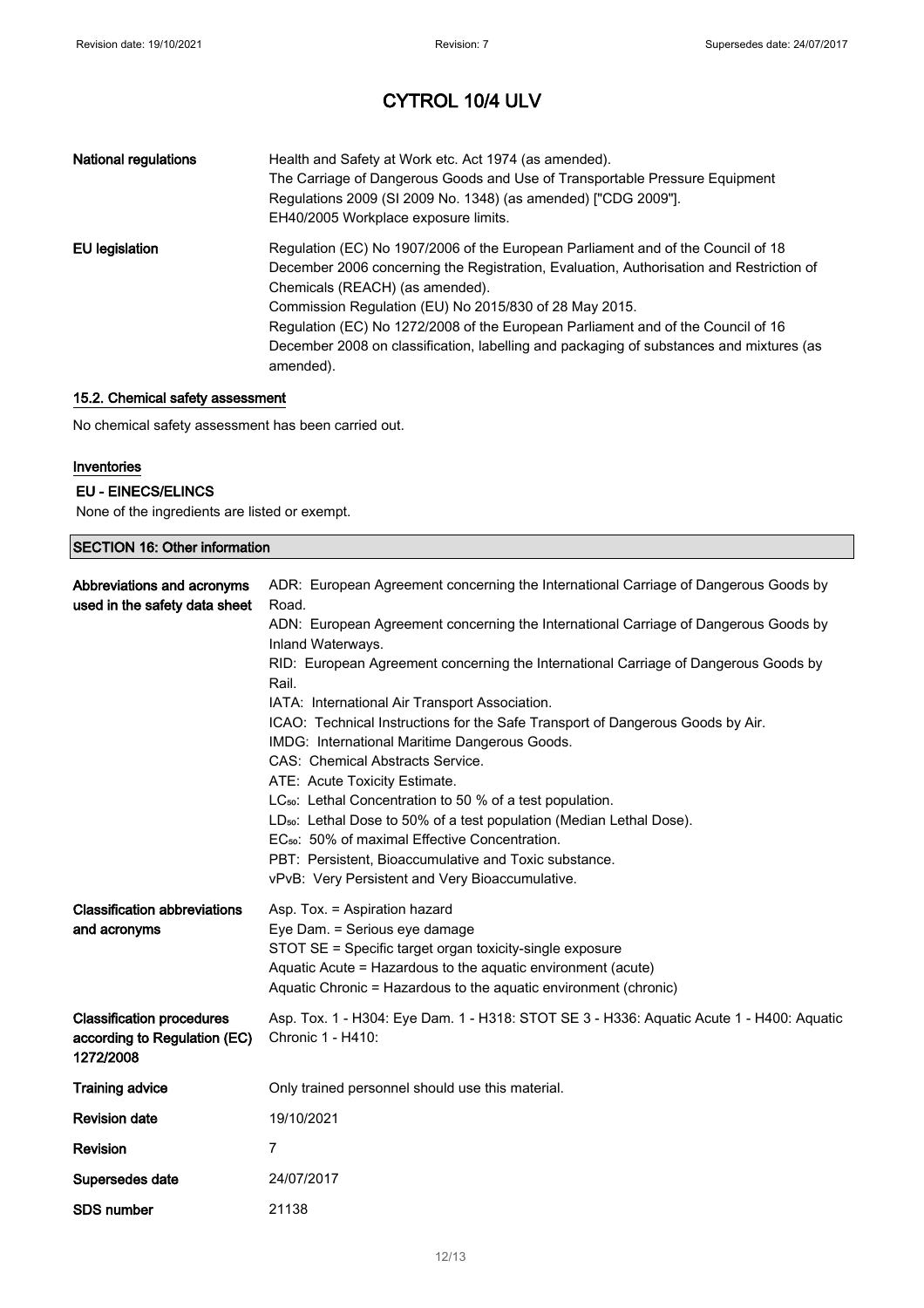| | |
|---|---|
| **National regulations** | Health and Safety at Work etc. Act 1974 (as amended).<br>The Carriage of Dangerous Goods and Use of Transportable Pressure Equipment Regulations 2009 (SI 2009 No. 1348) (as amended) ["CDG 2009"].<br>EH40/2005 Workplace exposure limits. |
| **EU legislation** | Regulation (EC) No 1907/2006 of the European Parliament and of the Council of 18 December 2006 concerning the Registration, Evaluation, Authorisation and Restriction of Chemicals (REACH) (as amended).<br>Commission Regulation (EU) No 2015/830 of 28 May 2015.<br>Regulation (EC) No 1272/2008 of the European Parliament and of the Council of 16 December 2008 on classification, labelling and packaging of substances and mixtures (as amended). |

### 15.2. Chemical safety assessment

No chemical safety assessment has been carried out.

### Inventories

#### EU - EINECS/ELINCS

None of the ingredients are listed or exempt.

## SECTION 16: Other information

| | |
|---|---|
| **Abbreviations and acronyms used in the safety data sheet** | ADR: European Agreement concerning the International Carriage of Dangerous Goods by Road.<br>ADN: European Agreement concerning the International Carriage of Dangerous Goods by Inland Waterways.<br>RID: European Agreement concerning the International Carriage of Dangerous Goods by Rail.<br>IATA: International Air Transport Association.<br>ICAO: Technical Instructions for the Safe Transport of Dangerous Goods by Air.<br>IMDG: International Maritime Dangerous Goods.<br>CAS: Chemical Abstracts Service.<br>ATE: Acute Toxicity Estimate.<br>$LC_{50}$: Lethal Concentration to 50 % of a test population.<br>$LD_{50}$: Lethal Dose to 50% of a test population (Median Lethal Dose).<br>$EC_{50}$: 50% of maximal Effective Concentration.<br>PBT: Persistent, Bioaccumulative and Toxic substance.<br>vPvB: Very Persistent and Very Bioaccumulative. |
| **Classification abbreviations and acronyms** | Asp. Tox. = Aspiration hazard<br>Eye Dam. = Serious eye damage<br>STOT SE = Specific target organ toxicity-single exposure<br>Aquatic Acute = Hazardous to the aquatic environment (acute)<br>Aquatic Chronic = Hazardous to the aquatic environment (chronic) |
| **Classification procedures according to Regulation (EC) 1272/2008** | Asp. Tox. 1 - H304: Eye Dam. 1 - H318: STOT SE 3 - H336: Aquatic Acute 1 - H400: Aquatic Chronic 1 - H410: |
| **Training advice** | Only trained personnel should use this material. |
| **Revision date** | 19/10/2021 |
| **Revision** | 7 |
| **Supersedes date** | 24/07/2017 |
| **SDS number** | 21138 |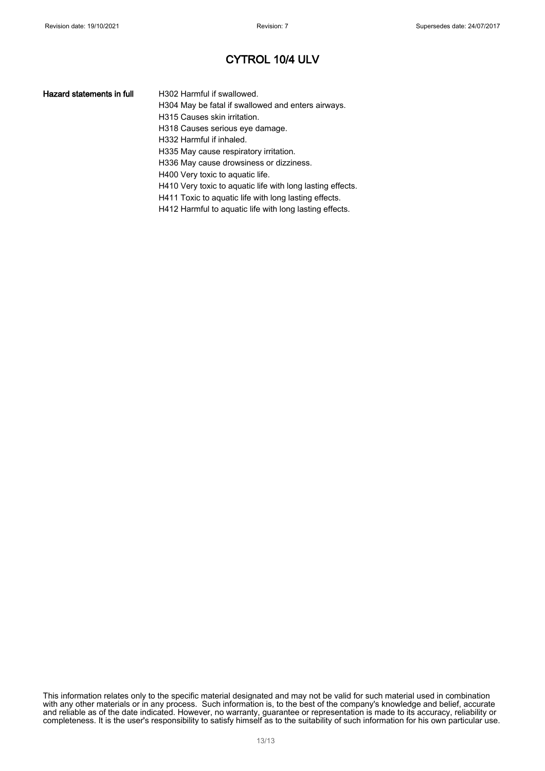# CYTROL 10/4 ULV

**Hazard statements in full**

H302 Harmful if swallowed.
H304 May be fatal if swallowed and enters airways.
H315 Causes skin irritation.
H318 Causes serious eye damage.
H332 Harmful if inhaled.
H335 May cause respiratory irritation.
H336 May cause drowsiness or dizziness.
H400 Very toxic to aquatic life.
H410 Very toxic to aquatic life with long lasting effects.
H411 Toxic to aquatic life with long lasting effects.
H412 Harmful to aquatic life with long lasting effects.

This information relates only to the specific material designated and may not be valid for such material used in combination with any other materials or in any process. Such information is, to the best of the company's knowledge and belief, accurate and reliable as of the date indicated. However, no warranty, guarantee or representation is made to its accuracy, reliability or completeness. It is the user's responsibility to satisfy himself as to the suitability of such information for his own particular use.